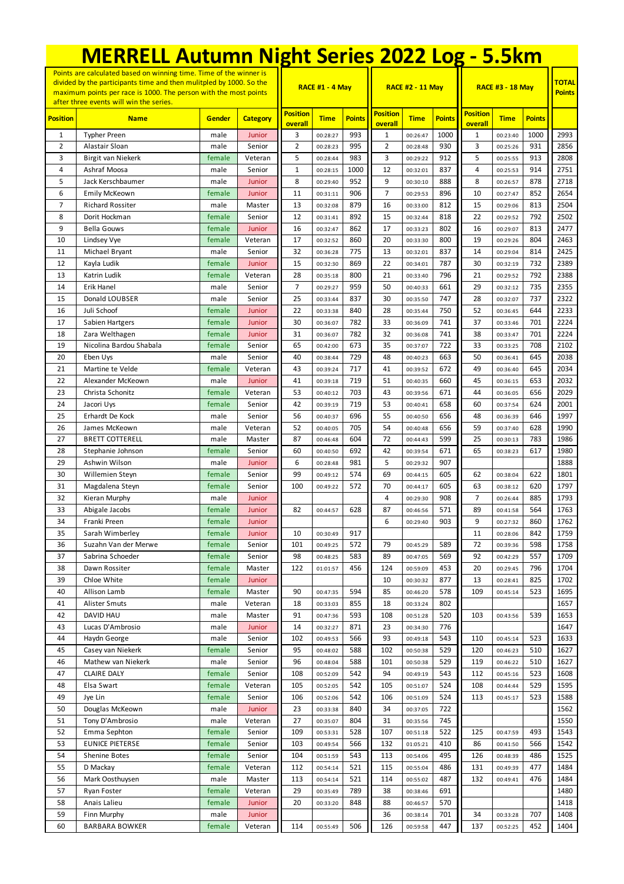# MERRELL Autumn Night Series 2022 Log - 5.5km

| Points are calculated based on winning time. Time of the winner is divided by the participants time and then mulitpled by 1000. So the maximum points per race is 1000. The person with the most points after three events will win the series. | | | | RACE #1 - 4 May | | | RACE #2 - 11 May | | | RACE #3 - 18 May | | | TOTAL Points |
|---|---|---|---|---|---|---|---|---|---|---|---|---|---|
| **Position** | **Name** | **Gender** | **Category** | **Position overall** | **Time** | **Points** | **Position overall** | **Time** | **Points** | **Position overall** | **Time** | **Points** | |
| 1 | Typher Preen | male | Junior | 3 | 00:28:27 | 993 | 1 | 00:26:47 | 1000 | 1 | 00:23:40 | 1000 | 2993 |
| 2 | Alastair Sloan | male | Senior | 2 | 00:28:23 | 995 | 2 | 00:28:48 | 930 | 3 | 00:25:26 | 931 | 2856 |
| 3 | Birgit van Niekerk | female | Veteran | 5 | 00:28:44 | 983 | 3 | 00:29:22 | 912 | 5 | 00:25:55 | 913 | 2808 |
| 4 | Ashraf Moosa | male | Senior | 1 | 00:28:15 | 1000 | 12 | 00:32:01 | 837 | 4 | 00:25:53 | 914 | 2751 |
| 5 | Jack Kerschbaumer | male | Junior | 8 | 00:29:40 | 952 | 9 | 00:30:10 | 888 | 8 | 00:26:57 | 878 | 2718 |
| 6 | Emily McKeown | female | Junior | 11 | 00:31:11 | 906 | 7 | 00:29:53 | 896 | 10 | 00:27:47 | 852 | 2654 |
| 7 | Richard Rossiter | male | Master | 13 | 00:32:08 | 879 | 16 | 00:33:00 | 812 | 15 | 00:29:06 | 813 | 2504 |
| 8 | Dorit Hockman | female | Senior | 12 | 00:31:41 | 892 | 15 | 00:32:44 | 818 | 22 | 00:29:52 | 792 | 2502 |
| 9 | Bella Gouws | female | Junior | 16 | 00:32:47 | 862 | 17 | 00:33:23 | 802 | 16 | 00:29:07 | 813 | 2477 |
| 10 | Lindsey Vye | female | Veteran | 17 | 00:32:52 | 860 | 20 | 00:33:30 | 800 | 19 | 00:29:26 | 804 | 2463 |
| 11 | Michael Bryant | male | Senior | 32 | 00:36:28 | 775 | 13 | 00:32:01 | 837 | 14 | 00:29:04 | 814 | 2425 |
| 12 | Kayla Ludik | female | Junior | 15 | 00:32:30 | 869 | 22 | 00:34:01 | 787 | 30 | 00:32:19 | 732 | 2389 |
| 13 | Katrin Ludik | female | Veteran | 28 | 00:35:18 | 800 | 21 | 00:33:40 | 796 | 21 | 00:29:52 | 792 | 2388 |
| 14 | Erik Hanel | male | Senior | 7 | 00:29:27 | 959 | 50 | 00:40:33 | 661 | 29 | 00:32:12 | 735 | 2355 |
| 15 | Donald LOUBSER | male | Senior | 25 | 00:33:44 | 837 | 30 | 00:35:50 | 747 | 28 | 00:32:07 | 737 | 2322 |
| 16 | Juli Schoof | female | Junior | 22 | 00:33:38 | 840 | 28 | 00:35:44 | 750 | 52 | 00:36:45 | 644 | 2233 |
| 17 | Sabien Hartgers | female | Junior | 30 | 00:36:07 | 782 | 33 | 00:36:09 | 741 | 37 | 00:33:46 | 701 | 2224 |
| 18 | Zara Welthagen | female | Junior | 31 | 00:36:07 | 782 | 32 | 00:36:08 | 741 | 38 | 00:33:47 | 701 | 2224 |
| 19 | Nicolina Bardou Shabala | female | Senior | 65 | 00:42:00 | 673 | 35 | 00:37:07 | 722 | 33 | 00:33:25 | 708 | 2102 |
| 20 | Eben Uys | male | Senior | 40 | 00:38:44 | 729 | 48 | 00:40:23 | 663 | 50 | 00:36:41 | 645 | 2038 |
| 21 | Martine te Velde | female | Veteran | 43 | 00:39:24 | 717 | 41 | 00:39:52 | 672 | 49 | 00:36:40 | 645 | 2034 |
| 22 | Alexander McKeown | male | Junior | 41 | 00:39:18 | 719 | 51 | 00:40:35 | 660 | 45 | 00:36:15 | 653 | 2032 |
| 23 | Christa Schonitz | female | Veteran | 53 | 00:40:12 | 703 | 43 | 00:39:56 | 671 | 44 | 00:36:05 | 656 | 2029 |
| 24 | Jacori Uys | female | Senior | 42 | 00:39:19 | 719 | 53 | 00:40:41 | 658 | 60 | 00:37:54 | 624 | 2001 |
| 25 | Erhardt De Kock | male | Senior | 56 | 00:40:37 | 696 | 55 | 00:40:50 | 656 | 48 | 00:36:39 | 646 | 1997 |
| 26 | James McKeown | male | Veteran | 52 | 00:40:05 | 705 | 54 | 00:40:48 | 656 | 59 | 00:37:40 | 628 | 1990 |
| 27 | BRETT COTTERELL | male | Master | 87 | 00:46:48 | 604 | 72 | 00:44:43 | 599 | 25 | 00:30:13 | 783 | 1986 |
| 28 | Stephanie Johnson | female | Senior | 60 | 00:40:50 | 692 | 42 | 00:39:54 | 671 | 65 | 00:38:23 | 617 | 1980 |
| 29 | Ashwin Wilson | male | Junior | 6 | 00:28:48 | 981 | 5 | 00:29:32 | 907 | | | | 1888 |
| 30 | Willemien Steyn | female | Senior | 99 | 00:49:12 | 574 | 69 | 00:44:15 | 605 | 62 | 00:38:04 | 622 | 1801 |
| 31 | Magdalena Steyn | female | Senior | 100 | 00:49:22 | 572 | 70 | 00:44:17 | 605 | 63 | 00:38:12 | 620 | 1797 |
| 32 | Kieran Murphy | male | Junior | | | | 4 | 00:29:30 | 908 | 7 | 00:26:44 | 885 | 1793 |
| 33 | Abigale Jacobs | female | Junior | 82 | 00:44:57 | 628 | 87 | 00:46:56 | 571 | 89 | 00:41:58 | 564 | 1763 |
| 34 | Franki Preen | female | Junior | | | | 6 | 00:29:40 | 903 | 9 | 00:27:32 | 860 | 1762 |
| 35 | Sarah Wimberley | female | Junior | 10 | 00:30:49 | 917 | | | | 11 | 00:28:06 | 842 | 1759 |
| 36 | Suzahn Van der Merwe | female | Senior | 101 | 00:49:25 | 572 | 79 | 00:45:29 | 589 | 72 | 00:39:36 | 598 | 1758 |
| 37 | Sabrina Schoeder | female | Senior | 98 | 00:48:25 | 583 | 89 | 00:47:05 | 569 | 92 | 00:42:29 | 557 | 1709 |
| 38 | Dawn Rossiter | female | Master | 122 | 01:01:57 | 456 | 124 | 00:59:09 | 453 | 20 | 00:29:45 | 796 | 1704 |
| 39 | Chloe White | female | Junior | | | | 10 | 00:30:32 | 877 | 13 | 00:28:41 | 825 | 1702 |
| 40 | Allison Lamb | female | Master | 90 | 00:47:35 | 594 | 85 | 00:46:20 | 578 | 109 | 00:45:14 | 523 | 1695 |
| 41 | Alister Smuts | male | Veteran | 18 | 00:33:03 | 855 | 18 | 00:33:24 | 802 | | | | 1657 |
| 42 | DAVID HAU | male | Master | 91 | 00:47:36 | 593 | 108 | 00:51:28 | 520 | 103 | 00:43:56 | 539 | 1653 |
| 43 | Lucas D'Ambrosio | male | Junior | 14 | 00:32:27 | 871 | 23 | 00:34:30 | 776 | | | | 1647 |
| 44 | Haydn George | male | Senior | 102 | 00:49:53 | 566 | 93 | 00:49:18 | 543 | 110 | 00:45:14 | 523 | 1633 |
| 45 | Casey van Niekerk | female | Senior | 95 | 00:48:02 | 588 | 102 | 00:50:38 | 529 | 120 | 00:46:23 | 510 | 1627 |
| 46 | Mathew van Niekerk | male | Senior | 96 | 00:48:04 | 588 | 101 | 00:50:38 | 529 | 119 | 00:46:22 | 510 | 1627 |
| 47 | CLAIRE DALY | female | Senior | 108 | 00:52:09 | 542 | 94 | 00:49:19 | 543 | 112 | 00:45:16 | 523 | 1608 |
| 48 | Elsa Swart | female | Veteran | 105 | 00:52:05 | 542 | 105 | 00:51:07 | 524 | 108 | 00:44:44 | 529 | 1595 |
| 49 | Jye Lin | female | Senior | 106 | 00:52:06 | 542 | 106 | 00:51:09 | 524 | 113 | 00:45:17 | 523 | 1588 |
| 50 | Douglas McKeown | male | Junior | 23 | 00:33:38 | 840 | 34 | 00:37:05 | 722 | | | | 1562 |
| 51 | Tony D'Ambrosio | male | Veteran | 27 | 00:35:07 | 804 | 31 | 00:35:56 | 745 | | | | 1550 |
| 52 | Emma Sephton | female | Senior | 109 | 00:53:31 | 528 | 107 | 00:51:18 | 522 | 125 | 00:47:59 | 493 | 1543 |
| 53 | EUNICE PIETERSE | female | Senior | 103 | 00:49:54 | 566 | 132 | 01:05:21 | 410 | 86 | 00:41:50 | 566 | 1542 |
| 54 | Shenine Botes | female | Senior | 104 | 00:51:59 | 543 | 113 | 00:54:06 | 495 | 126 | 00:48:39 | 486 | 1525 |
| 55 | D Mackay | female | Veteran | 112 | 00:54:14 | 521 | 115 | 00:55:04 | 486 | 131 | 00:49:39 | 477 | 1484 |
| 56 | Mark Oosthuysen | male | Master | 113 | 00:54:14 | 521 | 114 | 00:55:02 | 487 | 132 | 00:49:41 | 476 | 1484 |
| 57 | Ryan Foster | female | Veteran | 29 | 00:35:49 | 789 | 38 | 00:38:46 | 691 | | | | 1480 |
| 58 | Anais Lalieu | female | Junior | 20 | 00:33:20 | 848 | 88 | 00:46:57 | 570 | | | | 1418 |
| 59 | Finn Murphy | male | Junior | | | | 36 | 00:38:14 | 701 | 34 | 00:33:28 | 707 | 1408 |
| 60 | BARBARA BOWKER | female | Veteran | 114 | 00:55:49 | 506 | 126 | 00:59:58 | 447 | 137 | 00:52:25 | 452 | 1404 |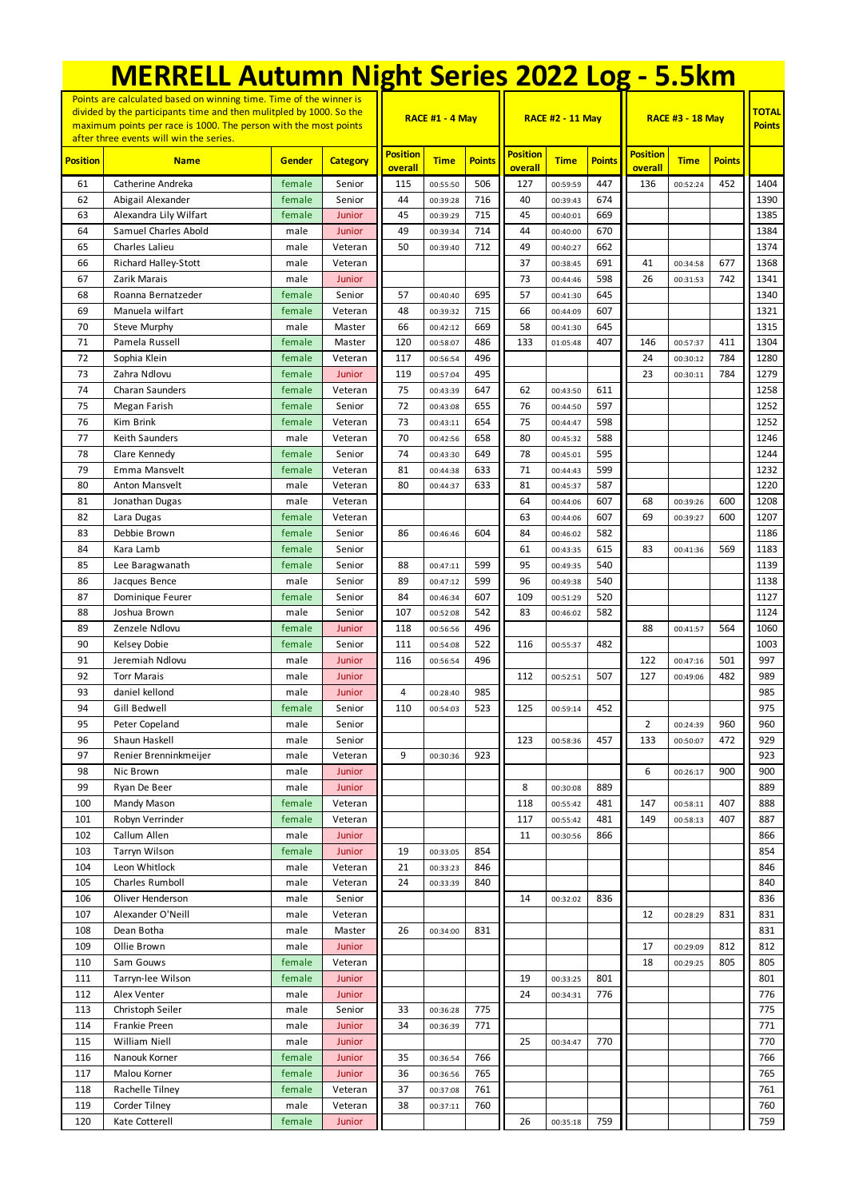# MERRELL Autumn Night Series 2022 Log - 5.5km

Points are calculated based on winning time. Time of the winner is divided by the participants time and then mulitpled by 1000. So the maximum points per race is 1000. The person with the most points after three events will win the series.

| Position | Name | Gender | Category | RACE #1 - 4 May | | | RACE #2 - 11 May | | | RACE #3 - 18 May | | | TOTAL Points |
|---|---|---|---|---|---|---|---|---|---|---|---|---|---|
| | | | | Position overall | Time | Points | Position overall | Time | Points | Position overall | Time | Points | |
| 61 | Catherine Andreka | female | Senior | 115 | 00:55:50 | 506 | 127 | 00:59:59 | 447 | 136 | 00:52:24 | 452 | 1404 |
| 62 | Abigail Alexander | female | Senior | 44 | 00:39:28 | 716 | 40 | 00:39:43 | 674 | | | | 1390 |
| 63 | Alexandra Lily Wilfart | female | Junior | 45 | 00:39:29 | 715 | 45 | 00:40:01 | 669 | | | | 1385 |
| 64 | Samuel Charles Abold | male | Junior | 49 | 00:39:34 | 714 | 44 | 00:40:00 | 670 | | | | 1384 |
| 65 | Charles Lalieu | male | Veteran | 50 | 00:39:40 | 712 | 49 | 00:40:27 | 662 | | | | 1374 |
| 66 | Richard Halley-Stott | male | Veteran | | | | 37 | 00:38:45 | 691 | 41 | 00:34:58 | 677 | 1368 |
| 67 | Zarik Marais | male | Junior | | | | 73 | 00:44:46 | 598 | 26 | 00:31:53 | 742 | 1341 |
| 68 | Roanna Bernatzeder | female | Senior | 57 | 00:40:40 | 695 | 57 | 00:41:30 | 645 | | | | 1340 |
| 69 | Manuela wilfart | female | Veteran | 48 | 00:39:32 | 715 | 66 | 00:44:09 | 607 | | | | 1321 |
| 70 | Steve Murphy | male | Master | 66 | 00:42:12 | 669 | 58 | 00:41:30 | 645 | | | | 1315 |
| 71 | Pamela Russell | female | Master | 120 | 00:58:07 | 486 | 133 | 01:05:48 | 407 | 146 | 00:57:37 | 411 | 1304 |
| 72 | Sophia Klein | female | Veteran | 117 | 00:56:54 | 496 | | | | 24 | 00:30:12 | 784 | 1280 |
| 73 | Zahra Ndlovu | female | Junior | 119 | 00:57:04 | 495 | | | | 23 | 00:30:11 | 784 | 1279 |
| 74 | Charan Saunders | female | Veteran | 75 | 00:43:39 | 647 | 62 | 00:43:50 | 611 | | | | 1258 |
| 75 | Megan Farish | female | Senior | 72 | 00:43:08 | 655 | 76 | 00:44:50 | 597 | | | | 1252 |
| 76 | Kim Brink | female | Veteran | 73 | 00:43:11 | 654 | 75 | 00:44:47 | 598 | | | | 1252 |
| 77 | Keith Saunders | male | Veteran | 70 | 00:42:56 | 658 | 80 | 00:45:32 | 588 | | | | 1246 |
| 78 | Clare Kennedy | female | Senior | 74 | 00:43:30 | 649 | 78 | 00:45:01 | 595 | | | | 1244 |
| 79 | Emma Mansvelt | female | Veteran | 81 | 00:44:38 | 633 | 71 | 00:44:43 | 599 | | | | 1232 |
| 80 | Anton Mansvelt | male | Veteran | 80 | 00:44:37 | 633 | 81 | 00:45:37 | 587 | | | | 1220 |
| 81 | Jonathan Dugas | male | Veteran | | | | 64 | 00:44:06 | 607 | 68 | 00:39:26 | 600 | 1208 |
| 82 | Lara Dugas | female | Veteran | | | | 63 | 00:44:06 | 607 | 69 | 00:39:27 | 600 | 1207 |
| 83 | Debbie Brown | female | Senior | 86 | 00:46:46 | 604 | 84 | 00:46:02 | 582 | | | | 1186 |
| 84 | Kara Lamb | female | Senior | | | | 61 | 00:43:35 | 615 | 83 | 00:41:36 | 569 | 1183 |
| 85 | Lee Baragwanath | female | Senior | 88 | 00:47:11 | 599 | 95 | 00:49:35 | 540 | | | | 1139 |
| 86 | Jacques Bence | male | Senior | 89 | 00:47:12 | 599 | 96 | 00:49:38 | 540 | | | | 1138 |
| 87 | Dominique Feurer | female | Senior | 84 | 00:46:34 | 607 | 109 | 00:51:29 | 520 | | | | 1127 |
| 88 | Joshua Brown | male | Senior | 107 | 00:52:08 | 542 | 83 | 00:46:02 | 582 | | | | 1124 |
| 89 | Zenzele Ndlovu | female | Junior | 118 | 00:56:56 | 496 | | | | 88 | 00:41:57 | 564 | 1060 |
| 90 | Kelsey Dobie | female | Senior | 111 | 00:54:08 | 522 | 116 | 00:55:37 | 482 | | | | 1003 |
| 91 | Jeremiah Ndlovu | male | Junior | 116 | 00:56:54 | 496 | | | | 122 | 00:47:16 | 501 | 997 |
| 92 | Torr Marais | male | Junior | | | | 112 | 00:52:51 | 507 | 127 | 00:49:06 | 482 | 989 |
| 93 | daniel kellond | male | Junior | 4 | 00:28:40 | 985 | | | | | | | 985 |
| 94 | Gill Bedwell | female | Senior | 110 | 00:54:03 | 523 | 125 | 00:59:14 | 452 | | | | 975 |
| 95 | Peter Copeland | male | Senior | | | | | | | 2 | 00:24:39 | 960 | 960 |
| 96 | Shaun Haskell | male | Senior | | | | 123 | 00:58:36 | 457 | 133 | 00:50:07 | 472 | 929 |
| 97 | Renier Brenninkmeijer | male | Veteran | 9 | 00:30:36 | 923 | | | | | | | 923 |
| 98 | Nic Brown | male | Junior | | | | | | | 6 | 00:26:17 | 900 | 900 |
| 99 | Ryan De Beer | male | Junior | | | | 8 | 00:30:08 | 889 | | | | 889 |
| 100 | Mandy Mason | female | Veteran | | | | 118 | 00:55:42 | 481 | 147 | 00:58:11 | 407 | 888 |
| 101 | Robyn Verrinder | female | Veteran | | | | 117 | 00:55:42 | 481 | 149 | 00:58:13 | 407 | 887 |
| 102 | Callum Allen | male | Junior | | | | 11 | 00:30:56 | 866 | | | | 866 |
| 103 | Tarryn Wilson | female | Junior | 19 | 00:33:05 | 854 | | | | | | | 854 |
| 104 | Leon Whitlock | male | Veteran | 21 | 00:33:23 | 846 | | | | | | | 846 |
| 105 | Charles Rumboll | male | Veteran | 24 | 00:33:39 | 840 | | | | | | | 840 |
| 106 | Oliver Henderson | male | Senior | | | | 14 | 00:32:02 | 836 | | | | 836 |
| 107 | Alexander O'Neill | male | Veteran | | | | | | | 12 | 00:28:29 | 831 | 831 |
| 108 | Dean Botha | male | Master | 26 | 00:34:00 | 831 | | | | | | | 831 |
| 109 | Ollie Brown | male | Junior | | | | | | | 17 | 00:29:09 | 812 | 812 |
| 110 | Sam Gouws | female | Veteran | | | | | | | 18 | 00:29:25 | 805 | 805 |
| 111 | Tarryn-lee Wilson | female | Junior | | | | 19 | 00:33:25 | 801 | | | | 801 |
| 112 | Alex Venter | male | Junior | | | | 24 | 00:34:31 | 776 | | | | 776 |
| 113 | Christoph Seiler | male | Senior | 33 | 00:36:28 | 775 | | | | | | | 775 |
| 114 | Frankie Preen | male | Junior | 34 | 00:36:39 | 771 | | | | | | | 771 |
| 115 | William Niell | male | Junior | | | | 25 | 00:34:47 | 770 | | | | 770 |
| 116 | Nanouk Korner | female | Junior | 35 | 00:36:54 | 766 | | | | | | | 766 |
| 117 | Malou Korner | female | Junior | 36 | 00:36:56 | 765 | | | | | | | 765 |
| 118 | Rachelle Tilney | female | Veteran | 37 | 00:37:08 | 761 | | | | | | | 761 |
| 119 | Corder Tilney | male | Veteran | 38 | 00:37:11 | 760 | | | | | | | 760 |
| 120 | Kate Cotterell | female | Junior | | | | 26 | 00:35:18 | 759 | | | | 759 |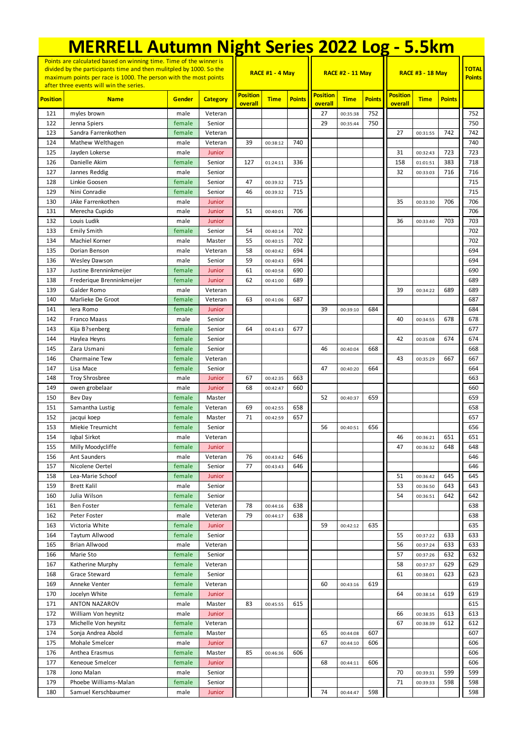# MERRELL Autumn Night Series 2022 Log - 5.5km

| Points are calculated based on winning time. Time of the winner is divided by the participants time and then mulitpled by 1000. So the maximum points per race is 1000. The person with the most points after three events will win the series. | | | | RACE #1 - 4 May | | | RACE #2 - 11 May | | | RACE #3 - 18 May | | | TOTAL Points |
|---|---|---|---|---|---|---|---|---|---|---|---|---|---|
| **Position** | **Name** | **Gender** | **Category** | **Position overall** | **Time** | **Points** | **Position overall** | **Time** | **Points** | **Position overall** | **Time** | **Points** | |
| 121 | myles brown | male | Veteran | | | | 27 | 00:35:38 | 752 | | | | 752 |
| 122 | Jenna Spiers | female | Senior | | | | 29 | 00:35:44 | 750 | | | | 750 |
| 123 | Sandra Farrenkothen | female | Veteran | | | | | | | 27 | 00:31:55 | 742 | 742 |
| 124 | Mathew Welthagen | male | Veteran | 39 | 00:38:12 | 740 | | | | | | | 740 |
| 125 | Jayden Lokerse | male | Junior | | | | | | | 31 | 00:32:43 | 723 | 723 |
| 126 | Danielle Akim | female | Senior | 127 | 01:24:11 | 336 | | | | 158 | 01:01:51 | 383 | 718 |
| 127 | Jannes Reddig | male | Senior | | | | | | | 32 | 00:33:03 | 716 | 716 |
| 128 | Linkie Goosen | female | Senior | 47 | 00:39:32 | 715 | | | | | | | 715 |
| 129 | Nini Conradie | female | Senior | 46 | 00:39:32 | 715 | | | | | | | 715 |
| 130 | JAke Farrenkothen | male | Junior | | | | | | | 35 | 00:33:30 | 706 | 706 |
| 131 | Merecha Cupido | male | Junior | 51 | 00:40:01 | 706 | | | | | | | 706 |
| 132 | Louis Ludik | male | Junior | | | | | | | 36 | 00:33:40 | 703 | 703 |
| 133 | Emily Smith | female | Senior | 54 | 00:40:14 | 702 | | | | | | | 702 |
| 134 | Machiel Korner | male | Master | 55 | 00:40:15 | 702 | | | | | | | 702 |
| 135 | Dorian Benson | male | Veteran | 58 | 00:40:42 | 694 | | | | | | | 694 |
| 136 | Wesley Dawson | male | Senior | 59 | 00:40:43 | 694 | | | | | | | 694 |
| 137 | Justine Brenninkmeijer | female | Junior | 61 | 00:40:58 | 690 | | | | | | | 690 |
| 138 | Frederique Brenninkmeijer | female | Junior | 62 | 00:41:00 | 689 | | | | | | | 689 |
| 139 | Galder Romo | male | Veteran | | | | | | | 39 | 00:34:22 | 689 | 689 |
| 140 | Marlieke De Groot | female | Veteran | 63 | 00:41:06 | 687 | | | | | | | 687 |
| 141 | Iera Romo | female | Junior | | | | 39 | 00:39:10 | 684 | | | | 684 |
| 142 | Franco Maass | male | Senior | | | | | | | 40 | 00:34:55 | 678 | 678 |
| 143 | Kija B?senberg | female | Senior | 64 | 00:41:43 | 677 | | | | | | | 677 |
| 144 | Haylea Heyns | female | Senior | | | | | | | 42 | 00:35:08 | 674 | 674 |
| 145 | Zara Usmani | female | Senior | | | | 46 | 00:40:04 | 668 | | | | 668 |
| 146 | Charmaine Tew | female | Veteran | | | | | | | 43 | 00:35:29 | 667 | 667 |
| 147 | Lisa Mace | female | Senior | | | | 47 | 00:40:20 | 664 | | | | 664 |
| 148 | Troy Shrosbree | male | Junior | 67 | 00:42:35 | 663 | | | | | | | 663 |
| 149 | owen grobelaar | male | Junior | 68 | 00:42:47 | 660 | | | | | | | 660 |
| 150 | Bev Day | female | Master | | | | 52 | 00:40:37 | 659 | | | | 659 |
| 151 | Samantha Lustig | female | Veteran | 69 | 00:42:55 | 658 | | | | | | | 658 |
| 152 | jacqui koep | female | Master | 71 | 00:42:59 | 657 | | | | | | | 657 |
| 153 | Miekie Treurnicht | female | Senior | | | | 56 | 00:40:51 | 656 | | | | 656 |
| 154 | Iqbal Sirkot | male | Veteran | | | | | | | 46 | 00:36:21 | 651 | 651 |
| 155 | Milly Moodycliffe | female | Junior | | | | | | | 47 | 00:36:32 | 648 | 648 |
| 156 | Ant Saunders | male | Veteran | 76 | 00:43:42 | 646 | | | | | | | 646 |
| 157 | Nicolene Oertel | female | Senior | 77 | 00:43:43 | 646 | | | | | | | 646 |
| 158 | Lea-Marie Schoof | female | Junior | | | | | | | 51 | 00:36:42 | 645 | 645 |
| 159 | Brett Kalil | male | Senior | | | | | | | 53 | 00:36:50 | 643 | 643 |
| 160 | Julia Wilson | female | Senior | | | | | | | 54 | 00:36:51 | 642 | 642 |
| 161 | Ben Foster | female | Veteran | 78 | 00:44:16 | 638 | | | | | | | 638 |
| 162 | Peter Foster | male | Veteran | 79 | 00:44:17 | 638 | | | | | | | 638 |
| 163 | Victoria White | female | Junior | | | | 59 | 00:42:12 | 635 | | | | 635 |
| 164 | Taytum Allwood | female | Senior | | | | | | | 55 | 00:37:22 | 633 | 633 |
| 165 | Brian Allwood | male | Veteran | | | | | | | 56 | 00:37:24 | 633 | 633 |
| 166 | Marie Sto | female | Senior | | | | | | | 57 | 00:37:26 | 632 | 632 |
| 167 | Katherine Murphy | female | Veteran | | | | | | | 58 | 00:37:37 | 629 | 629 |
| 168 | Grace Steward | female | Senior | | | | | | | 61 | 00:38:01 | 623 | 623 |
| 169 | Anneke Venter | female | Veteran | | | | 60 | 00:43:16 | 619 | | | | 619 |
| 170 | Jocelyn White | female | Junior | | | | | | | 64 | 00:38:14 | 619 | 619 |
| 171 | ANTON NAZAROV | male | Master | 83 | 00:45:55 | 615 | | | | | | | 615 |
| 172 | William Von heynitz | male | Junior | | | | | | | 66 | 00:38:35 | 613 | 613 |
| 173 | Michelle Von heynitz | female | Veteran | | | | | | | 67 | 00:38:39 | 612 | 612 |
| 174 | Sonja Andrea Abold | female | Master | | | | 65 | 00:44:08 | 607 | | | | 607 |
| 175 | Mohale Smelcer | male | Junior | | | | 67 | 00:44:10 | 606 | | | | 606 |
| 176 | Anthea Erasmus | female | Master | 85 | 00:46:36 | 606 | | | | | | | 606 |
| 177 | Keneoue Smelcer | female | Junior | | | | 68 | 00:44:11 | 606 | | | | 606 |
| 178 | Jono Malan | male | Senior | | | | | | | 70 | 00:39:31 | 599 | 599 |
| 179 | Phoebe Williams-Malan | female | Senior | | | | | | | 71 | 00:39:33 | 598 | 598 |
| 180 | Samuel Kerschbaumer | male | Junior | | | | 74 | 00:44:47 | 598 | | | | 598 |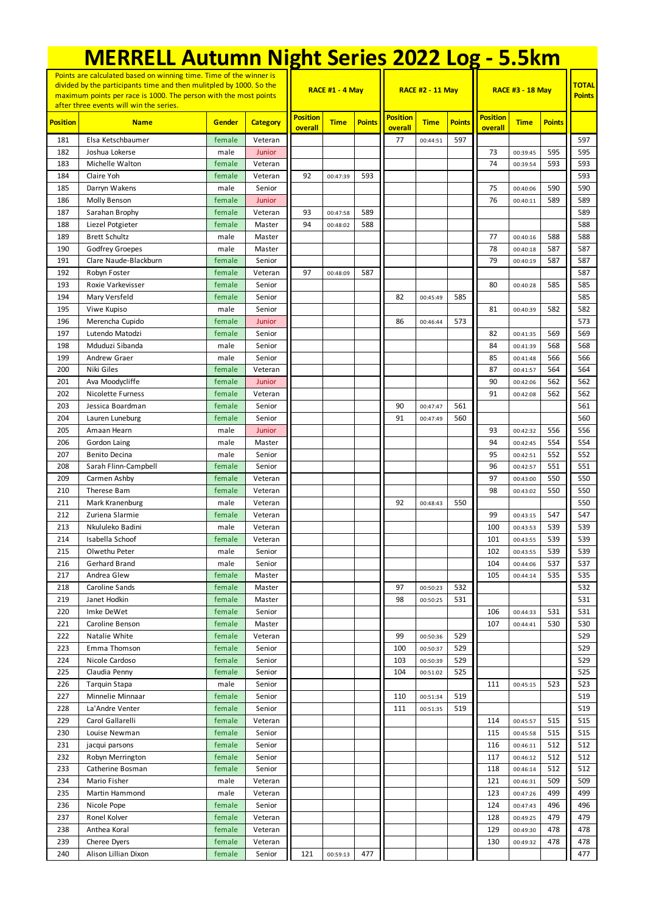# MERRELL Autumn Night Series 2022 Log - 5.5km

| Points are calculated based on winning time. Time of the winner is divided by the participants time and then mulitpled by 1000. So the maximum points per race is 1000. The person with the most points after three events will win the series. | | | | RACE #1 - 4 May | | | RACE #2 - 11 May | | | RACE #3 - 18 May | | | TOTAL Points |
|---|---|---|---|---|---|---|---|---|---|---|---|---|---|
| **Position** | **Name** | **Gender** | **Category** | **Position overall** | **Time** | **Points** | **Position overall** | **Time** | **Points** | **Position overall** | **Time** | **Points** | |
| 181 | Elsa Ketschbaumer | female | Veteran | | | | 77 | 00:44:51 | 597 | | | | 597 |
| 182 | Joshua Lokerse | male | Junior | | | | | | | 73 | 00:39:45 | 595 | 595 |
| 183 | Michelle Walton | female | Veteran | | | | | | | 74 | 00:39:54 | 593 | 593 |
| 184 | Claire Yoh | female | Veteran | 92 | 00:47:39 | 593 | | | | | | | 593 |
| 185 | Darryn Wakens | male | Senior | | | | | | | 75 | 00:40:06 | 590 | 590 |
| 186 | Molly Benson | female | Junior | | | | | | | 76 | 00:40:11 | 589 | 589 |
| 187 | Sarahan Brophy | female | Veteran | 93 | 00:47:58 | 589 | | | | | | | 589 |
| 188 | Liezel Potgieter | female | Master | 94 | 00:48:02 | 588 | | | | | | | 588 |
| 189 | Brett Schultz | male | Master | | | | | | | 77 | 00:40:16 | 588 | 588 |
| 190 | Godfrey Groepes | male | Master | | | | | | | 78 | 00:40:18 | 587 | 587 |
| 191 | Clare Naude-Blackburn | female | Senior | | | | | | | 79 | 00:40:19 | 587 | 587 |
| 192 | Robyn Foster | female | Veteran | 97 | 00:48:09 | 587 | | | | | | | 587 |
| 193 | Roxie Varkevisser | female | Senior | | | | | | | 80 | 00:40:28 | 585 | 585 |
| 194 | Mary Versfeld | female | Senior | | | | 82 | 00:45:49 | 585 | | | | 585 |
| 195 | Viwe Kupiso | male | Senior | | | | | | | 81 | 00:40:39 | 582 | 582 |
| 196 | Merencha Cupido | female | Junior | | | | 86 | 00:46:44 | 573 | | | | 573 |
| 197 | Lutendo Matodzi | female | Senior | | | | | | | 82 | 00:41:35 | 569 | 569 |
| 198 | Mduduzi Sibanda | male | Senior | | | | | | | 84 | 00:41:39 | 568 | 568 |
| 199 | Andrew Graer | male | Senior | | | | | | | 85 | 00:41:48 | 566 | 566 |
| 200 | Niki Giles | female | Veteran | | | | | | | 87 | 00:41:57 | 564 | 564 |
| 201 | Ava Moodycliffe | female | Junior | | | | | | | 90 | 00:42:06 | 562 | 562 |
| 202 | Nicolette Furness | female | Veteran | | | | | | | 91 | 00:42:08 | 562 | 562 |
| 203 | Jessica Boardman | female | Senior | | | | 90 | 00:47:47 | 561 | | | | 561 |
| 204 | Lauren Luneburg | female | Senior | | | | 91 | 00:47:49 | 560 | | | | 560 |
| 205 | Amaan Hearn | male | Junior | | | | | | | 93 | 00:42:32 | 556 | 556 |
| 206 | Gordon Laing | male | Master | | | | | | | 94 | 00:42:45 | 554 | 554 |
| 207 | Benito Decina | male | Senior | | | | | | | 95 | 00:42:51 | 552 | 552 |
| 208 | Sarah Flinn-Campbell | female | Senior | | | | | | | 96 | 00:42:57 | 551 | 551 |
| 209 | Carmen Ashby | female | Veteran | | | | | | | 97 | 00:43:00 | 550 | 550 |
| 210 | Therese Bam | female | Veteran | | | | | | | 98 | 00:43:02 | 550 | 550 |
| 211 | Mark Kranenburg | male | Veteran | | | | 92 | 00:48:43 | 550 | | | | 550 |
| 212 | Zuriena Slarmie | female | Veteran | | | | | | | 99 | 00:43:15 | 547 | 547 |
| 213 | Nkululeko Badini | male | Veteran | | | | | | | 100 | 00:43:53 | 539 | 539 |
| 214 | Isabella Schoof | female | Veteran | | | | | | | 101 | 00:43:55 | 539 | 539 |
| 215 | Olwethu Peter | male | Senior | | | | | | | 102 | 00:43:55 | 539 | 539 |
| 216 | Gerhard Brand | male | Senior | | | | | | | 104 | 00:44:06 | 537 | 537 |
| 217 | Andrea Glew | female | Master | | | | | | | 105 | 00:44:14 | 535 | 535 |
| 218 | Caroline Sands | female | Master | | | | 97 | 00:50:23 | 532 | | | | 532 |
| 219 | Janet Hodkin | female | Master | | | | 98 | 00:50:25 | 531 | | | | 531 |
| 220 | Imke DeWet | female | Senior | | | | | | | 106 | 00:44:33 | 531 | 531 |
| 221 | Caroline Benson | female | Master | | | | | | | 107 | 00:44:41 | 530 | 530 |
| 222 | Natalie White | female | Veteran | | | | 99 | 00:50:36 | 529 | | | | 529 |
| 223 | Emma Thomson | female | Senior | | | | 100 | 00:50:37 | 529 | | | | 529 |
| 224 | Nicole Cardoso | female | Senior | | | | 103 | 00:50:39 | 529 | | | | 529 |
| 225 | Claudia Penny | female | Senior | | | | 104 | 00:51:02 | 525 | | | | 525 |
| 226 | Tarquin Stapa | male | Senior | | | | | | | 111 | 00:45:15 | 523 | 523 |
| 227 | Minnelie Minnaar | female | Senior | | | | 110 | 00:51:34 | 519 | | | | 519 |
| 228 | La'Andre Venter | female | Senior | | | | 111 | 00:51:35 | 519 | | | | 519 |
| 229 | Carol Gallarelli | female | Veteran | | | | | | | 114 | 00:45:57 | 515 | 515 |
| 230 | Louise Newman | female | Senior | | | | | | | 115 | 00:45:58 | 515 | 515 |
| 231 | jacqui parsons | female | Senior | | | | | | | 116 | 00:46:11 | 512 | 512 |
| 232 | Robyn Merrington | female | Senior | | | | | | | 117 | 00:46:12 | 512 | 512 |
| 233 | Catherine Bosman | female | Senior | | | | | | | 118 | 00:46:14 | 512 | 512 |
| 234 | Mario Fisher | male | Veteran | | | | | | | 121 | 00:46:31 | 509 | 509 |
| 235 | Martin Hammond | male | Veteran | | | | | | | 123 | 00:47:26 | 499 | 499 |
| 236 | Nicole Pope | female | Senior | | | | | | | 124 | 00:47:43 | 496 | 496 |
| 237 | Ronel Kolver | female | Veteran | | | | | | | 128 | 00:49:25 | 479 | 479 |
| 238 | Anthea Koral | female | Veteran | | | | | | | 129 | 00:49:30 | 478 | 478 |
| 239 | Cheree Dyers | female | Veteran | | | | | | | 130 | 00:49:32 | 478 | 478 |
| 240 | Alison Lillian Dixon | female | Senior | 121 | 00:59:13 | 477 | | | | | | | 477 |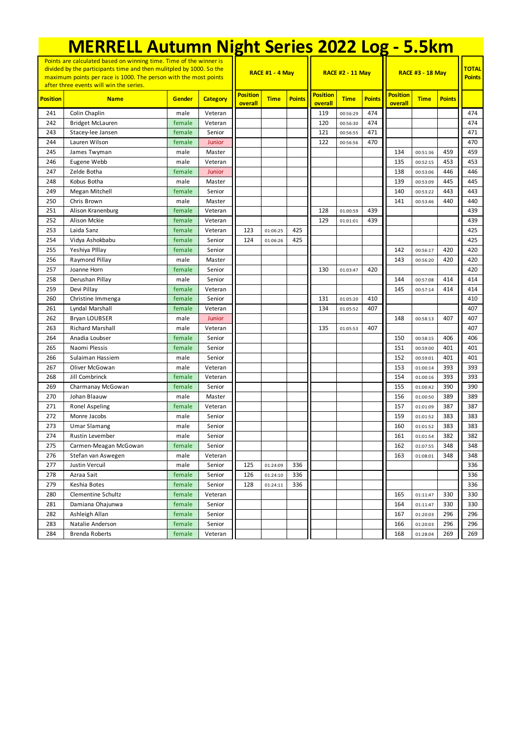# MERRELL Autumn Night Series 2022 Log - 5.5km

| Points are calculated based on winning time. Time of the winner is divided by the participants time and then mulitpled by 1000. So the maximum points per race is 1000. The person with the most points after three events will win the series. | | | | RACE #1 - 4 May | | | RACE #2 - 11 May | | | RACE #3 - 18 May | | | TOTAL Points |
|---|---|---|---|---|---|---|---|---|---|---|---|---|---|
| Position | Name | Gender | Category | Position overall | Time | Points | Position overall | Time | Points | Position overall | Time | Points | |
| 241 | Colin Chaplin | male | Veteran | | | | 119 | 00:56:29 | 474 | | | | 474 |
| 242 | Bridget McLauren | female | Veteran | | | | 120 | 00:56:30 | 474 | | | | 474 |
| 243 | Stacey-lee Jansen | female | Senior | | | | 121 | 00:56:55 | 471 | | | | 471 |
| 244 | Lauren Wilson | female | Junior | | | | 122 | 00:56:56 | 470 | | | | 470 |
| 245 | James Twyman | male | Master | | | | | | | 134 | 00:51:36 | 459 | 459 |
| 246 | Eugene Webb | male | Veteran | | | | | | | 135 | 00:52:15 | 453 | 453 |
| 247 | Zelde Botha | female | Junior | | | | | | | 138 | 00:53:06 | 446 | 446 |
| 248 | Kobus Botha | male | Master | | | | | | | 139 | 00:53:09 | 445 | 445 |
| 249 | Megan Mitchell | female | Senior | | | | | | | 140 | 00:53:22 | 443 | 443 |
| 250 | Chris Brown | male | Master | | | | | | | 141 | 00:53:46 | 440 | 440 |
| 251 | Alison Kranenburg | female | Veteran | | | | 128 | 01:00:59 | 439 | | | | 439 |
| 252 | Alison Mckie | female | Veteran | | | | 129 | 01:01:01 | 439 | | | | 439 |
| 253 | Laida Sanz | female | Veteran | 123 | 01:06:25 | 425 | | | | | | | 425 |
| 254 | Vidya Ashokbabu | female | Senior | 124 | 01:06:26 | 425 | | | | | | | 425 |
| 255 | Yeshiya PIllay | female | Senior | | | | | | | 142 | 00:56:17 | 420 | 420 |
| 256 | Raymond Pillay | male | Master | | | | | | | 143 | 00:56:20 | 420 | 420 |
| 257 | Joanne Horn | female | Senior | | | | 130 | 01:03:47 | 420 | | | | 420 |
| 258 | Derushan Pillay | male | Senior | | | | | | | 144 | 00:57:08 | 414 | 414 |
| 259 | Devi Pillay | female | Veteran | | | | | | | 145 | 00:57:14 | 414 | 414 |
| 260 | Christine Immenga | female | Senior | | | | 131 | 01:05:20 | 410 | | | | 410 |
| 261 | Lyndal Marshall | female | Veteran | | | | 134 | 01:05:52 | 407 | | | | 407 |
| 262 | Bryan LOUBSER | male | Junior | | | | | | | 148 | 00:58:13 | 407 | 407 |
| 263 | Richard Marshall | male | Veteran | | | | 135 | 01:05:53 | 407 | | | | 407 |
| 264 | Anadia Loubser | female | Senior | | | | | | | 150 | 00:58:15 | 406 | 406 |
| 265 | Naomi Plessis | female | Senior | | | | | | | 151 | 00:59:00 | 401 | 401 |
| 266 | Sulaiman Hassiem | male | Senior | | | | | | | 152 | 00:59:01 | 401 | 401 |
| 267 | Oliver McGowan | male | Veteran | | | | | | | 153 | 01:00:14 | 393 | 393 |
| 268 | Jill Combrinck | female | Veteran | | | | | | | 154 | 01:00:16 | 393 | 393 |
| 269 | Charmanay McGowan | female | Senior | | | | | | | 155 | 01:00:42 | 390 | 390 |
| 270 | Johan Blaauw | male | Master | | | | | | | 156 | 01:00:50 | 389 | 389 |
| 271 | Ronel Aspeling | female | Veteran | | | | | | | 157 | 01:01:09 | 387 | 387 |
| 272 | Monre Jacobs | male | Senior | | | | | | | 159 | 01:01:52 | 383 | 383 |
| 273 | Umar Slamang | male | Senior | | | | | | | 160 | 01:01:52 | 383 | 383 |
| 274 | Rustin Levember | male | Senior | | | | | | | 161 | 01:01:54 | 382 | 382 |
| 275 | Carmen-Meagan McGowan | female | Senior | | | | | | | 162 | 01:07:55 | 348 | 348 |
| 276 | Stefan van Aswegen | male | Veteran | | | | | | | 163 | 01:08:01 | 348 | 348 |
| 277 | Justin Vercuil | male | Senior | 125 | 01:24:09 | 336 | | | | | | | 336 |
| 278 | Azraa Sait | female | Senior | 126 | 01:24:10 | 336 | | | | | | | 336 |
| 279 | Keshia Botes | female | Senior | 128 | 01:24:11 | 336 | | | | | | | 336 |
| 280 | Clementine Schultz | female | Veteran | | | | | | | 165 | 01:11:47 | 330 | 330 |
| 281 | Damiana Ohajunwa | female | Senior | | | | | | | 164 | 01:11:47 | 330 | 330 |
| 282 | Ashleigh Allan | female | Senior | | | | | | | 167 | 01:20:03 | 296 | 296 |
| 283 | Natalie Anderson | female | Senior | | | | | | | 166 | 01:20:03 | 296 | 296 |
| 284 | Brenda Roberts | female | Veteran | | | | | | | 168 | 01:28:04 | 269 | 269 |